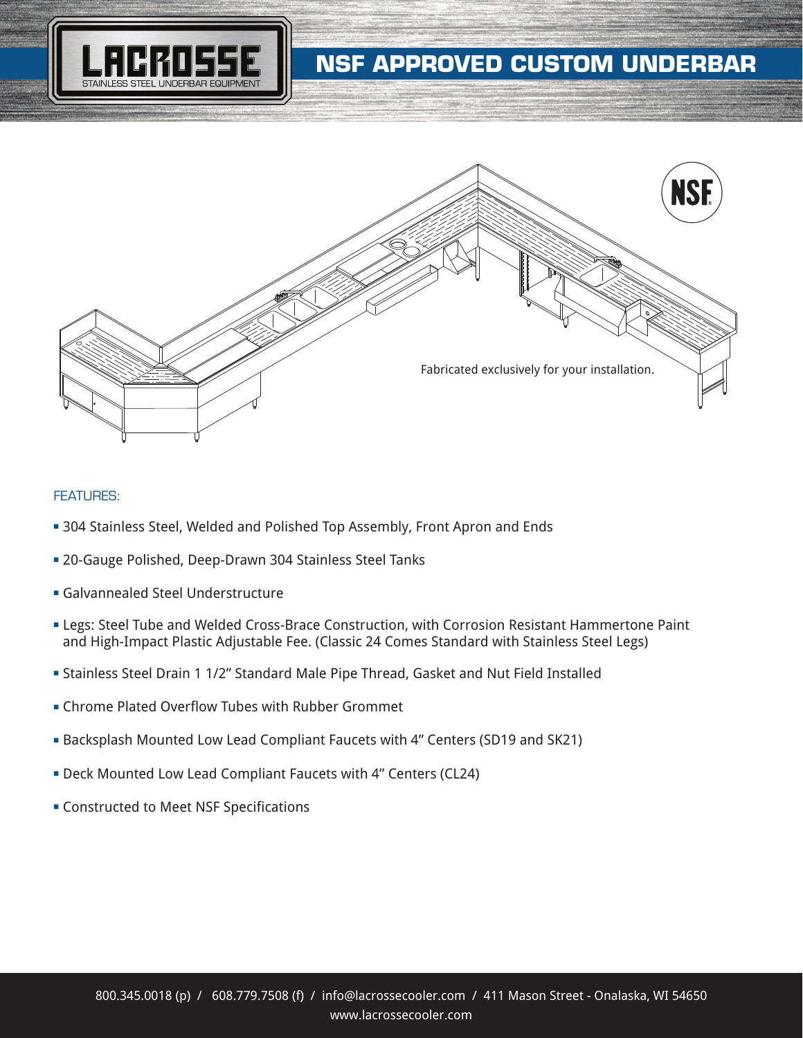# NSF APPROVED CUSTOM UNDERBAR

LACROSSE
STAINLESS STEEL UNDERBAR EQUIPMENT

Fabricated exclusively for your installation.

## FEATURES:

- 304 Stainless Steel, Welded and Polished Top Assembly, Front Apron and Ends
- 20-Gauge Polished, Deep-Drawn 304 Stainless Steel Tanks
- Galvannealed Steel Understructure
- Legs: Steel Tube and Welded Cross-Brace Construction, with Corrosion Resistant Hammertone Paint and High-Impact Plastic Adjustable Fee. (Classic 24 Comes Standard with Stainless Steel Legs)
- Stainless Steel Drain 1 1/2" Standard Male Pipe Thread, Gasket and Nut Field Installed
- Chrome Plated Overflow Tubes with Rubber Grommet
- Backsplash Mounted Low Lead Compliant Faucets with 4" Centers (SD19 and SK21)
- Deck Mounted Low Lead Compliant Faucets with 4" Centers (CL24)
- Constructed to Meet NSF Specifications

800.345.0018 (p) / 608.779.7508 (f) / info@lacrossecooler.com / 411 Mason Street - Onalaska, WI 54650
www.lacrossecooler.com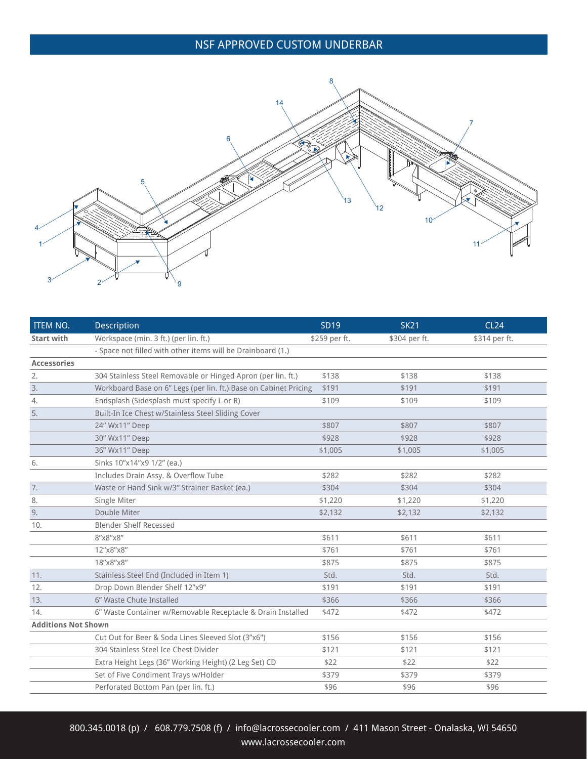# NSF APPROVED CUSTOM UNDERBAR

| ITEM NO. | Description | SD19 | SK21 | CL24 |
|---|---|---|---|---|
| **Start with** | Workspace (min. 3 ft.) (per lin. ft.) | $259 per ft. | $304 per ft. | $314 per ft. |
| | - Space not filled with other items will be Drainboard (1.) | | | |
| **Accessories** | | | | |
| 2. | 304 Stainless Steel Removable or Hinged Apron (per lin. ft.) | $138 | $138 | $138 |
| 3. | Workboard Base on 6" Legs (per lin. ft.) Base on Cabinet Pricing | $191 | $191 | $191 |
| 4. | Endsplash (Sidesplash must specify L or R) | $109 | $109 | $109 |
| 5. | Built-In Ice Chest w/Stainless Steel Sliding Cover | | | |
| | 24" Wx11" Deep | $807 | $807 | $807 |
| | 30" Wx11" Deep | $928 | $928 | $928 |
| | 36" Wx11" Deep | $1,005 | $1,005 | $1,005 |
| 6. | Sinks 10"x14"x9 1/2" (ea.) | | | |
| | Includes Drain Assy. & Overflow Tube | $282 | $282 | $282 |
| 7. | Waste or Hand Sink w/3" Strainer Basket (ea.) | $304 | $304 | $304 |
| 8. | Single Miter | $1,220 | $1,220 | $1,220 |
| 9. | Double Miter | $2,132 | $2,132 | $2,132 |
| 10. | Blender Shelf Recessed | | | |
| | 8"x8"x8" | $611 | $611 | $611 |
| | 12"x8"x8" | $761 | $761 | $761 |
| | 18"x8"x8" | $875 | $875 | $875 |
| 11. | Stainless Steel End (Included in Item 1) | Std. | Std. | Std. |
| 12. | Drop Down Blender Shelf 12"x9" | $191 | $191 | $191 |
| 13. | 6" Waste Chute Installed | $366 | $366 | $366 |
| 14. | 6" Waste Container w/Removable Receptacle & Drain Installed | $472 | $472 | $472 |
| **Additions Not Shown** | | | | |
| | Cut Out for Beer & Soda Lines Sleeved Slot (3"x6") | $156 | $156 | $156 |
| | 304 Stainless Steel Ice Chest Divider | $121 | $121 | $121 |
| | Extra Height Legs (36" Working Height) (2 Leg Set) CD | $22 | $22 | $22 |
| | Set of Five Condiment Trays w/Holder | $379 | $379 | $379 |
| | Perforated Bottom Pan (per lin. ft.) | $96 | $96 | $96 |

800.345.0018 (p) / 608.779.7508 (f) / info@lacrossecooler.com / 411 Mason Street - Onalaska, WI 54650
www.lacrossecooler.com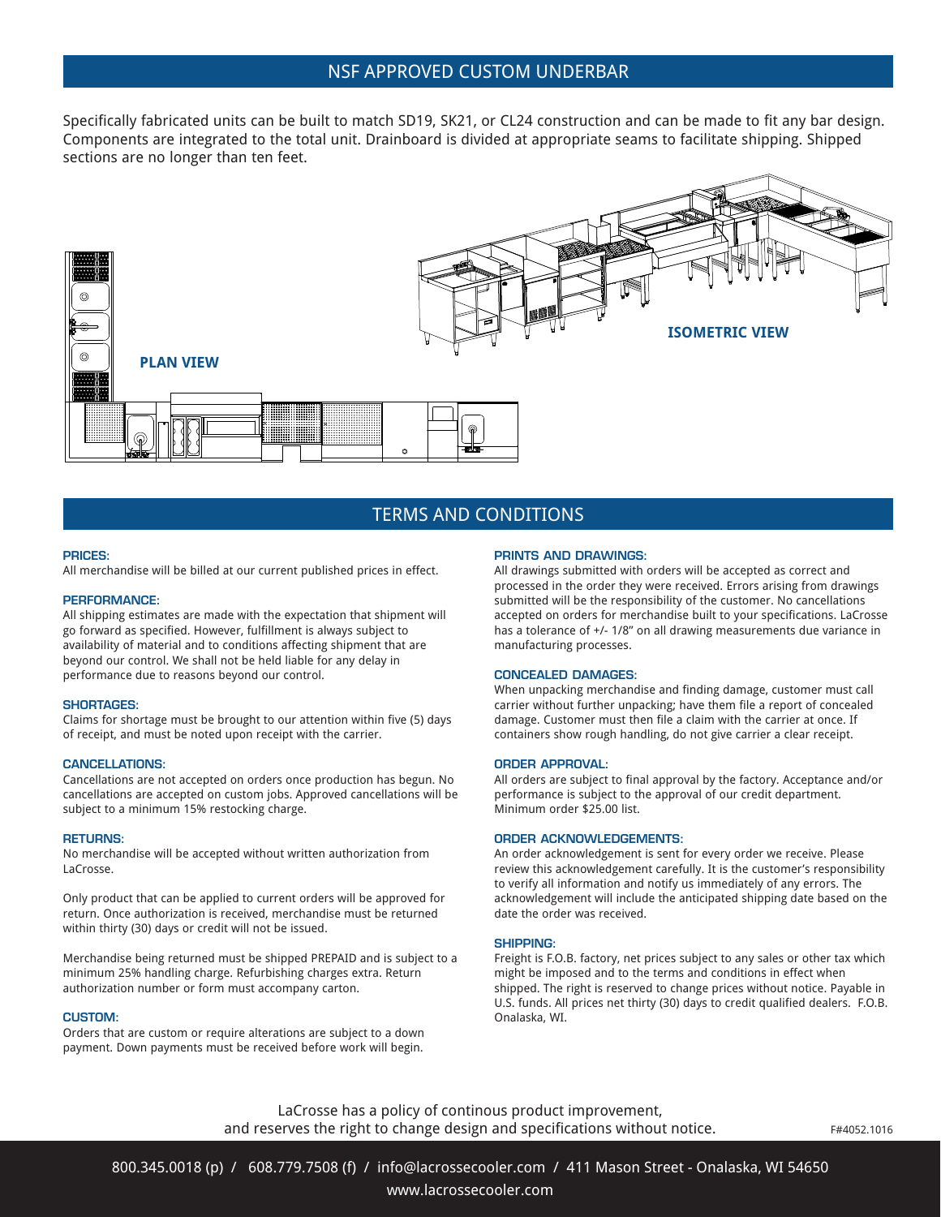## NSF APPROVED CUSTOM UNDERBAR

Specifically fabricated units can be built to match SD19, SK21, or CL24 construction and can be made to fit any bar design. Components are integrated to the total unit. Drainboard is divided at appropriate seams to facilitate shipping. Shipped sections are no longer than ten feet.

PLAN VIEW

ISOMETRIC VIEW

## TERMS AND CONDITIONS

**PRICES:**
All merchandise will be billed at our current published prices in effect.

**PERFORMANCE:**
All shipping estimates are made with the expectation that shipment will go forward as specified. However, fulfillment is always subject to availability of material and to conditions affecting shipment that are beyond our control. We shall not be held liable for any delay in performance due to reasons beyond our control.

**SHORTAGES:**
Claims for shortage must be brought to our attention within five (5) days of receipt, and must be noted upon receipt with the carrier.

**CANCELLATIONS:**
Cancellations are not accepted on orders once production has begun. No cancellations are accepted on custom jobs. Approved cancellations will be subject to a minimum 15% restocking charge.

**RETURNS:**
No merchandise will be accepted without written authorization from LaCrosse.

Only product that can be applied to current orders will be approved for return. Once authorization is received, merchandise must be returned within thirty (30) days or credit will not be issued.

Merchandise being returned must be shipped PREPAID and is subject to a minimum 25% handling charge. Refurbishing charges extra. Return authorization number or form must accompany carton.

**CUSTOM:**
Orders that are custom or require alterations are subject to a down payment. Down payments must be received before work will begin.

**PRINTS AND DRAWINGS:**
All drawings submitted with orders will be accepted as correct and processed in the order they were received. Errors arising from drawings submitted will be the responsibility of the customer. No cancellations accepted on orders for merchandise built to your specifications. LaCrosse has a tolerance of +/- 1/8" on all drawing measurements due variance in manufacturing processes.

**CONCEALED DAMAGES:**
When unpacking merchandise and finding damage, customer must call carrier without further unpacking; have them file a report of concealed damage. Customer must then file a claim with the carrier at once. If containers show rough handling, do not give carrier a clear receipt.

**ORDER APPROVAL:**
All orders are subject to final approval by the factory. Acceptance and/or performance is subject to the approval of our credit department. Minimum order $25.00 list.

**ORDER ACKNOWLEDGEMENTS:**
An order acknowledgement is sent for every order we receive. Please review this acknowledgement carefully. It is the customer's responsibility to verify all information and notify us immediately of any errors. The acknowledgement will include the anticipated shipping date based on the date the order was received.

**SHIPPING:**
Freight is F.O.B. factory, net prices subject to any sales or other tax which might be imposed and to the terms and conditions in effect when shipped. The right is reserved to change prices without notice. Payable in U.S. funds. All prices net thirty (30) days to credit qualified dealers. F.O.B. Onalaska, WI.

LaCrosse has a policy of continous product improvement,
and reserves the right to change design and specifications without notice.

F#4052.1016

800.345.0018 (p) / 608.779.7508 (f) / info@lacrossecooler.com / 411 Mason Street - Onalaska, WI 54650
www.lacrossecooler.com